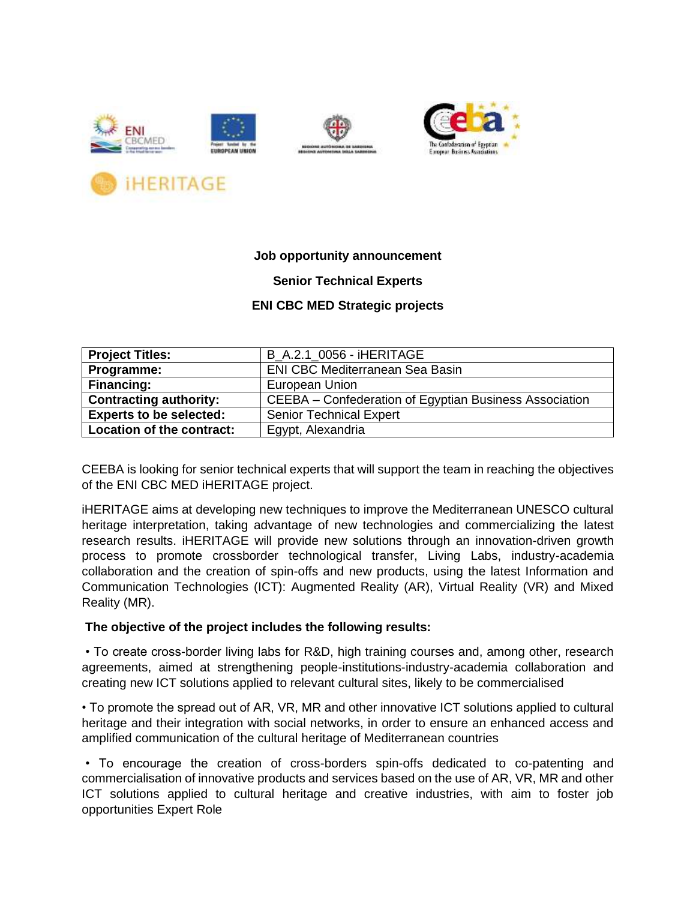**Job opportunity announcement**

**Senior Technical Experts**

**ENI CBC MED Strategic projects**

| **Project Titles:** | B_A.2.1_0056 - iHERITAGE |
|---|---|
| **Programme:** | ENI CBC Mediterranean Sea Basin |
| **Financing:** | European Union |
| **Contracting authority:** | CEEBA – Confederation of Egyptian Business Association |
| **Experts to be selected:** | Senior Technical Expert |
| **Location of the contract:** | Egypt, Alexandria |

CEEBA is looking for senior technical experts that will support the team in reaching the objectives of the ENI CBC MED iHERITAGE project.

iHERITAGE aims at developing new techniques to improve the Mediterranean UNESCO cultural heritage interpretation, taking advantage of new technologies and commercializing the latest research results. iHERITAGE will provide new solutions through an innovation-driven growth process to promote crossborder technological transfer, Living Labs, industry-academia collaboration and the creation of spin-offs and new products, using the latest Information and Communication Technologies (ICT): Augmented Reality (AR), Virtual Reality (VR) and Mixed Reality (MR).

**The objective of the project includes the following results:**

• To create cross-border living labs for R&D, high training courses and, among other, research agreements, aimed at strengthening people-institutions-industry-academia collaboration and creating new ICT solutions applied to relevant cultural sites, likely to be commercialised

• To promote the spread out of AR, VR, MR and other innovative ICT solutions applied to cultural heritage and their integration with social networks, in order to ensure an enhanced access and amplified communication of the cultural heritage of Mediterranean countries

• To encourage the creation of cross-borders spin-offs dedicated to co-patenting and commercialisation of innovative products and services based on the use of AR, VR, MR and other ICT solutions applied to cultural heritage and creative industries, with aim to foster job opportunities Expert Role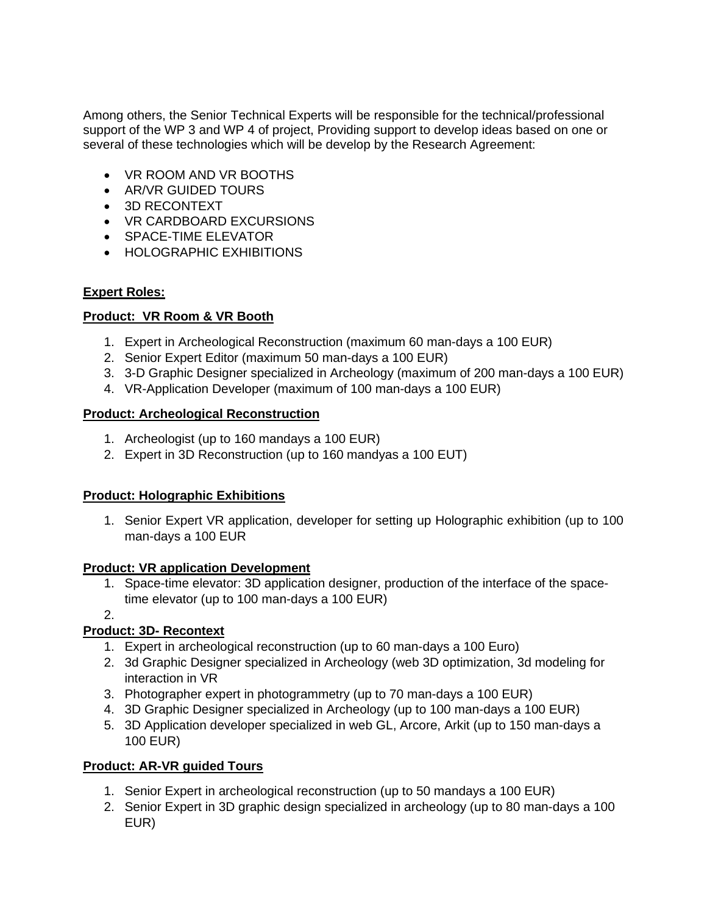Among others, the Senior Technical Experts will be responsible for the technical/professional support of the WP 3 and WP 4 of project, Providing support to develop ideas based on one or several of these technologies which will be develop by the Research Agreement:

- VR ROOM AND VR BOOTHS
- AR/VR GUIDED TOURS
- 3D RECONTEXT
- VR CARDBOARD EXCURSIONS
- SPACE-TIME ELEVATOR
- HOLOGRAPHIC EXHIBITIONS

**Expert Roles:**

**Product: VR Room & VR Booth**

1. Expert in Archeological Reconstruction (maximum 60 man-days a 100 EUR)
2. Senior Expert Editor (maximum 50 man-days a 100 EUR)
3. 3-D Graphic Designer specialized in Archeology (maximum of 200 man-days a 100 EUR)
4. VR-Application Developer (maximum of 100 man-days a 100 EUR)

**Product: Archeological Reconstruction**

1. Archeologist (up to 160 mandays a 100 EUR)
2. Expert in 3D Reconstruction (up to 160 mandyas a 100 EUT)

**Product: Holographic Exhibitions**

1. Senior Expert VR application, developer for setting up Holographic exhibition (up to 100 man-days a 100 EUR

**Product: VR application Development**

1. Space-time elevator: 3D application designer, production of the interface of the space-time elevator (up to 100 man-days a 100 EUR)
2. 

**Product: 3D- Recontext**

1. Expert in archeological reconstruction (up to 60 man-days a 100 Euro)
2. 3d Graphic Designer specialized in Archeology (web 3D optimization, 3d modeling for interaction in VR
3. Photographer expert in photogrammetry (up to 70 man-days a 100 EUR)
4. 3D Graphic Designer specialized in Archeology (up to 100 man-days a 100 EUR)
5. 3D Application developer specialized in web GL, Arcore, Arkit (up to 150 man-days a 100 EUR)

**Product: AR-VR guided Tours**

1. Senior Expert in archeological reconstruction (up to 50 mandays a 100 EUR)
2. Senior Expert in 3D graphic design specialized in archeology (up to 80 man-days a 100 EUR)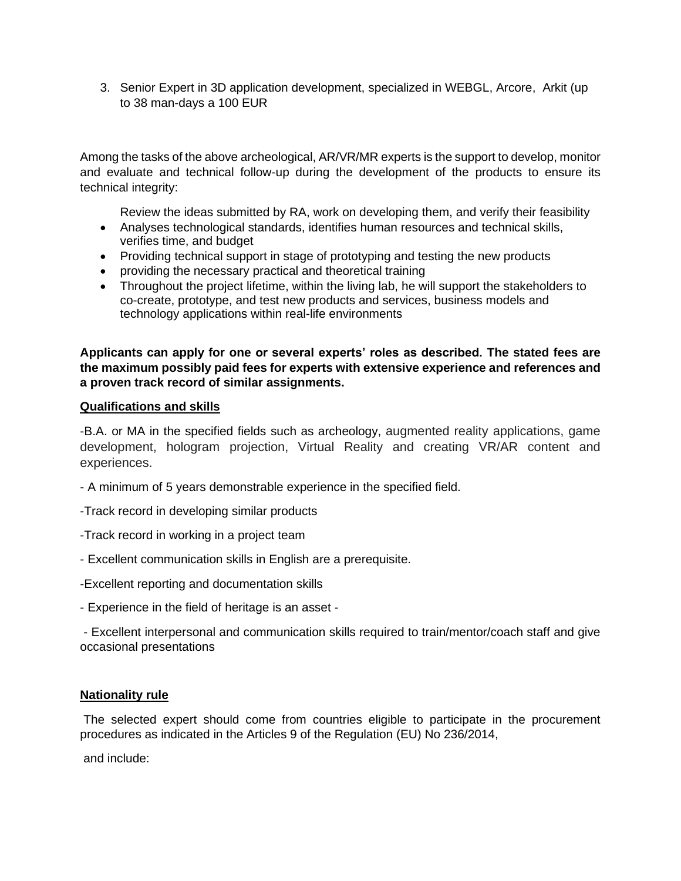3. Senior Expert in 3D application development, specialized in WEBGL, Arcore, Arkit (up to 38 man-days a 100 EUR

Among the tasks of the above archeological, AR/VR/MR experts is the support to develop, monitor and evaluate and technical follow-up during the development of the products to ensure its technical integrity:

Review the ideas submitted by RA, work on developing them, and verify their feasibility

- Analyses technological standards, identifies human resources and technical skills, verifies time, and budget
- Providing technical support in stage of prototyping and testing the new products
- providing the necessary practical and theoretical training
- Throughout the project lifetime, within the living lab, he will support the stakeholders to co-create, prototype, and test new products and services, business models and technology applications within real-life environments

**Applicants can apply for one or several experts' roles as described. The stated fees are the maximum possibly paid fees for experts with extensive experience and references and a proven track record of similar assignments.**

**Qualifications and skills**

-B.A. or MA in the specified fields such as archeology, augmented reality applications, game development, hologram projection, Virtual Reality and creating VR/AR content and experiences.

- A minimum of 5 years demonstrable experience in the specified field.

-Track record in developing similar products

-Track record in working in a project team

- Excellent communication skills in English are a prerequisite.

-Excellent reporting and documentation skills

- Experience in the field of heritage is an asset -

- Excellent interpersonal and communication skills required to train/mentor/coach staff and give occasional presentations

**Nationality rule**

The selected expert should come from countries eligible to participate in the procurement procedures as indicated in the Articles 9 of the Regulation (EU) No 236/2014,

and include: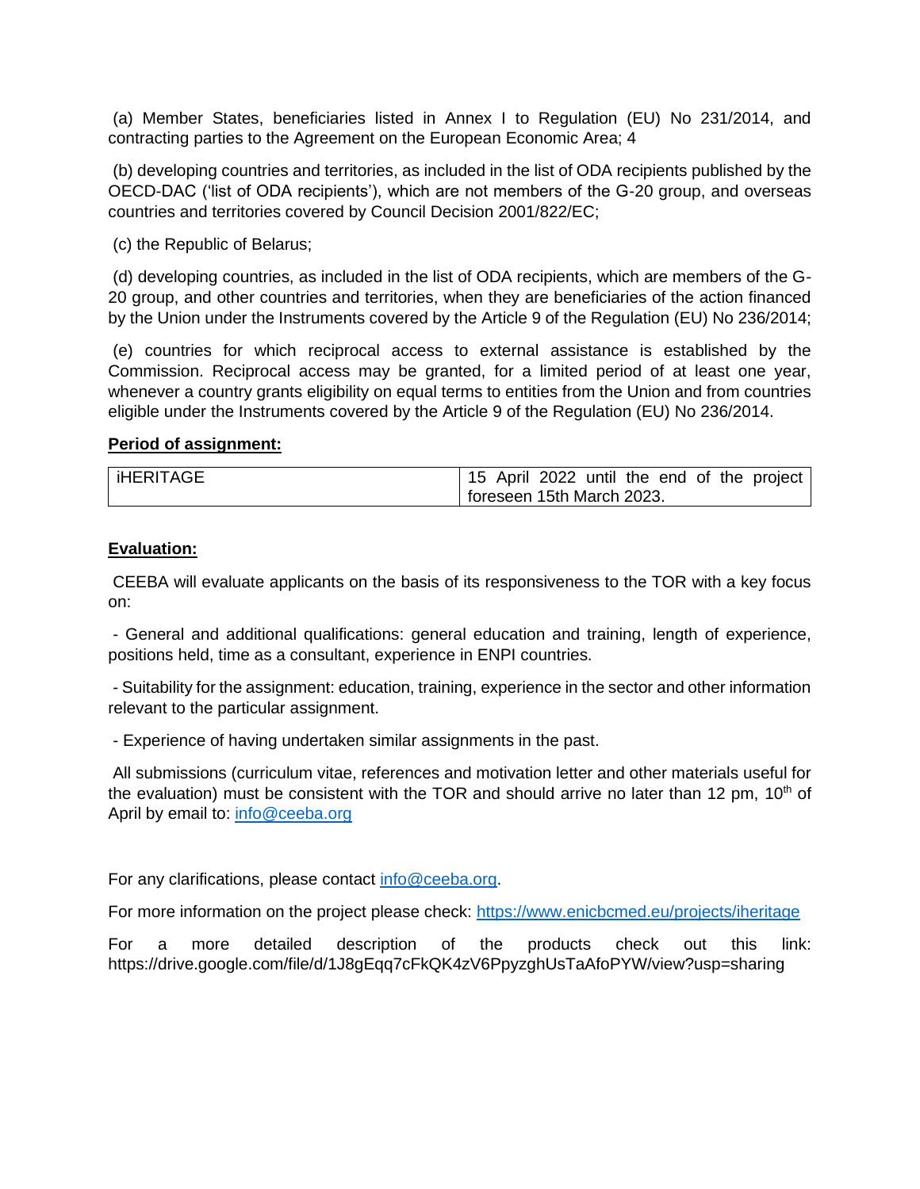(a) Member States, beneficiaries listed in Annex I to Regulation (EU) No 231/2014, and contracting parties to the Agreement on the European Economic Area; 4

(b) developing countries and territories, as included in the list of ODA recipients published by the OECD-DAC ('list of ODA recipients'), which are not members of the G-20 group, and overseas countries and territories covered by Council Decision 2001/822/EC;

(c) the Republic of Belarus;

(d) developing countries, as included in the list of ODA recipients, which are members of the G-20 group, and other countries and territories, when they are beneficiaries of the action financed by the Union under the Instruments covered by the Article 9 of the Regulation (EU) No 236/2014;

(e) countries for which reciprocal access to external assistance is established by the Commission. Reciprocal access may be granted, for a limited period of at least one year, whenever a country grants eligibility on equal terms to entities from the Union and from countries eligible under the Instruments covered by the Article 9 of the Regulation (EU) No 236/2014.

**Period of assignment:**

| | |
|---|---|
| iHERITAGE | 15 April 2022 until the end of the project foreseen 15th March 2023. |

**Evaluation:**

CEEBA will evaluate applicants on the basis of its responsiveness to the TOR with a key focus on:

- General and additional qualifications: general education and training, length of experience, positions held, time as a consultant, experience in ENPI countries.

- Suitability for the assignment: education, training, experience in the sector and other information relevant to the particular assignment.

- Experience of having undertaken similar assignments in the past.

All submissions (curriculum vitae, references and motivation letter and other materials useful for the evaluation) must be consistent with the TOR and should arrive no later than 12 pm, 10th of April by email to: info@ceeba.org

For any clarifications, please contact info@ceeba.org.

For more information on the project please check: https://www.enicbcmed.eu/projects/iheritage

For a more detailed description of the products check out this link: https://drive.google.com/file/d/1J8gEqq7cFkQK4zV6PpyzghUsTaAfoPYW/view?usp=sharing